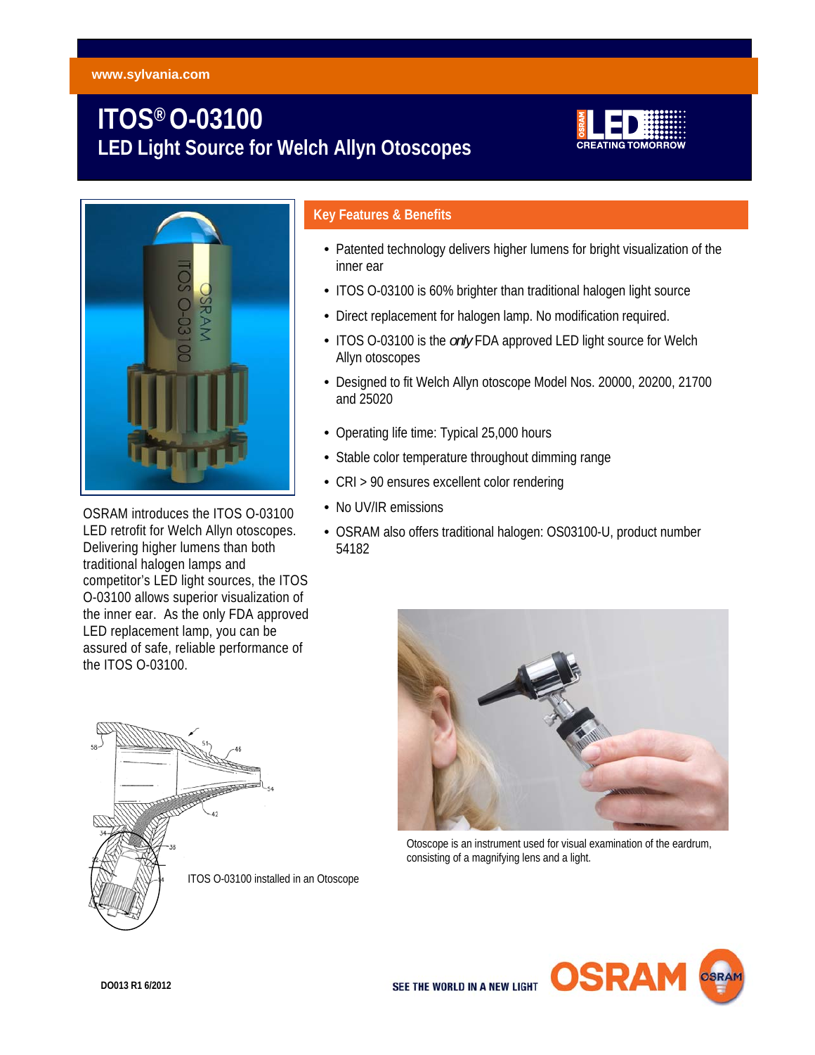www.sylvania.com

# ITOS® O-03100

## LED Light Source for Welch Allyn Otoscopes

OSRAM introduces the ITOS O-03100 LED retrofit for Welch Allyn otoscopes. Delivering higher lumens than both traditional halogen lamps and competitor's LED light sources, the ITOS O-03100 allows superior visualization of the inner ear. As the only FDA approved LED replacement lamp, you can be assured of safe, reliable performance of the ITOS O-03100.

### Key Features & Benefits

- Patented technology delivers higher lumens for bright visualization of the inner ear
- ITOS O-03100 is 60% brighter than traditional halogen light source
- Direct replacement for halogen lamp. No modification required.
- ITOS O-03100 is the *only* FDA approved LED light source for Welch Allyn otoscopes
- Designed to fit Welch Allyn otoscope Model Nos. 20000, 20200, 21700 and 25020
- Operating life time: Typical 25,000 hours
- Stable color temperature throughout dimming range
- CRI > 90 ensures excellent color rendering
- No UV/IR emissions
- OSRAM also offers traditional halogen: OS03100-U, product number 54182

ITOS O-03100 installed in an Otoscope

Otoscope is an instrument used for visual examination of the eardrum, consisting of a magnifying lens and a light.

DO013 R1 6/2012

SEE THE WORLD IN A NEW LIGHT OSRAM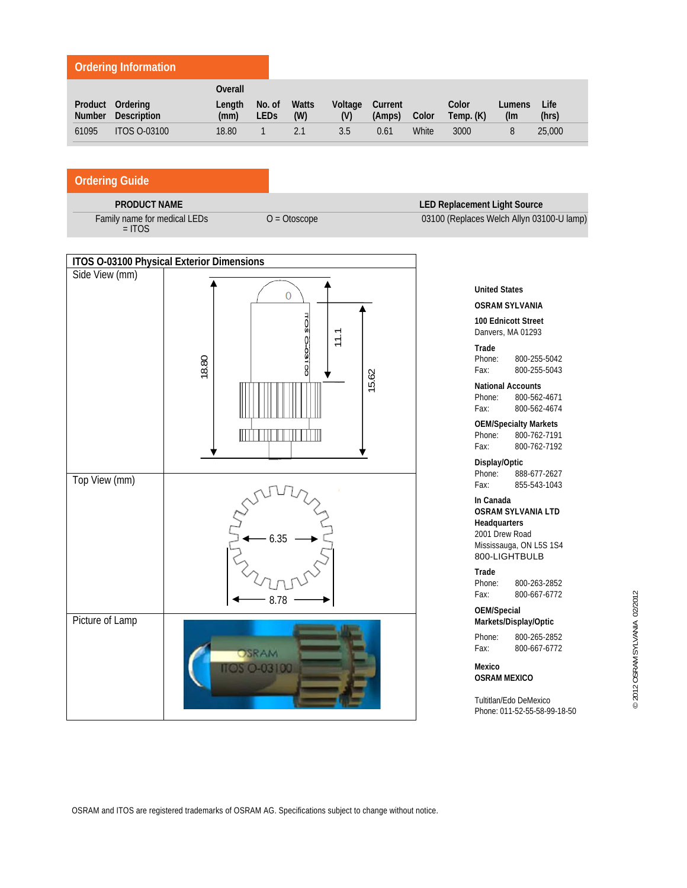## Ordering Information

| Product Number | Ordering Description | Overall Length (mm) | No. of LEDs | Watts (W) | Voltage (V) | Current (Amps) | Color | Color Temp. (K) | Lumens (lm | Life (hrs) |
|---|---|---|---|---|---|---|---|---|---|---|
| 61095 | ITOS O-03100 | 18.80 | 1 | 2.1 | 3.5 | 0.61 | White | 3000 | 8 | 25,000 |

## Ordering Guide

| PRODUCT NAME | | LED Replacement Light Source |
|---|---|---|
| Family name for medical LEDs = ITOS | O = Otoscope | 03100 (Replaces Welch Allyn 03100-U lamp) |

## ITOS O-03100 Physical Exterior Dimensions

| | |
|---|---|
| Side View (mm) | 18.80 11.1 15.62 ITOS O-03100 |
| Top View (mm) | 6.35 8.78 |
| Picture of Lamp | OSRAM ITOS O-03100 |

**United States**

**OSRAM SYLVANIA**

**100 Endicott Street**
Danvers, MA 01293

**Trade**
Phone: 800-255-5042
Fax: 800-255-5043

**National Accounts**
Phone: 800-562-4671
Fax: 800-562-4674

**OEM/Specialty Markets**
Phone: 800-762-7191
Fax: 800-762-7192

**Display/Optic**
Phone: 888-677-2627
Fax: 855-543-1043

**In Canada**
**OSRAM SYLVANIA LTD**
**Headquarters**
2001 Drew Road
Mississauga, ON L5S 1S4
800-LIGHTBULB

**Trade**
Phone: 800-263-2852
Fax: 800-667-6772

**OEM/Special Markets/Display/Optic**
Phone: 800-265-2852
Fax: 800-667-6772

**Mexico**
**OSRAM MEXICO**

Tultitlan/Edo DeMexico
Phone: 011-52-55-58-99-18-50

© 2012 OSRAM SYLVANIA 02/2012

OSRAM and ITOS are registered trademarks of OSRAM AG. Specifications subject to change without notice.